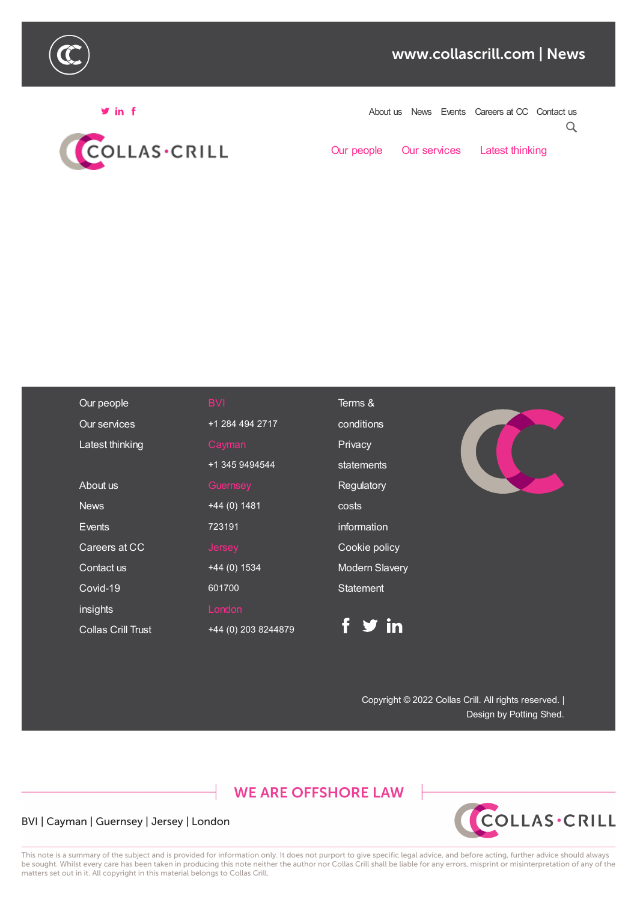www.collascrill.com | News

About us News Events Careers at CC Contact us

Our people Our services Latest thinking

Our people
Our services
Latest thinking

About us
News
Events
Careers at CC
Contact us
Covid-19 insights
Collas Crill Trust

BVI
+1 284 494 2717

Cayman
+1 345 9494544

Guernsey
+44 (0) 1481 723191

Jersey
+44 (0) 1534 601700

London
+44 (0) 203 8244879

Terms & conditions
Privacy statements
Regulatory costs information
Cookie policy
Modern Slavery Statement

Copyright © 2022 Collas Crill. All rights reserved. | Design by Potting Shed.

WE ARE OFFSHORE LAW

BVI | Cayman | Guernsey | Jersey | London

This note is a summary of the subject and is provided for information only. It does not purport to give specific legal advice, and before acting, further advice should always be sought. Whilst every care has been taken in producing this note neither the author nor Collas Crill shall be liable for any errors, misprint or misinterpretation of any of the matters set out in it. All copyright in this material belongs to Collas Crill.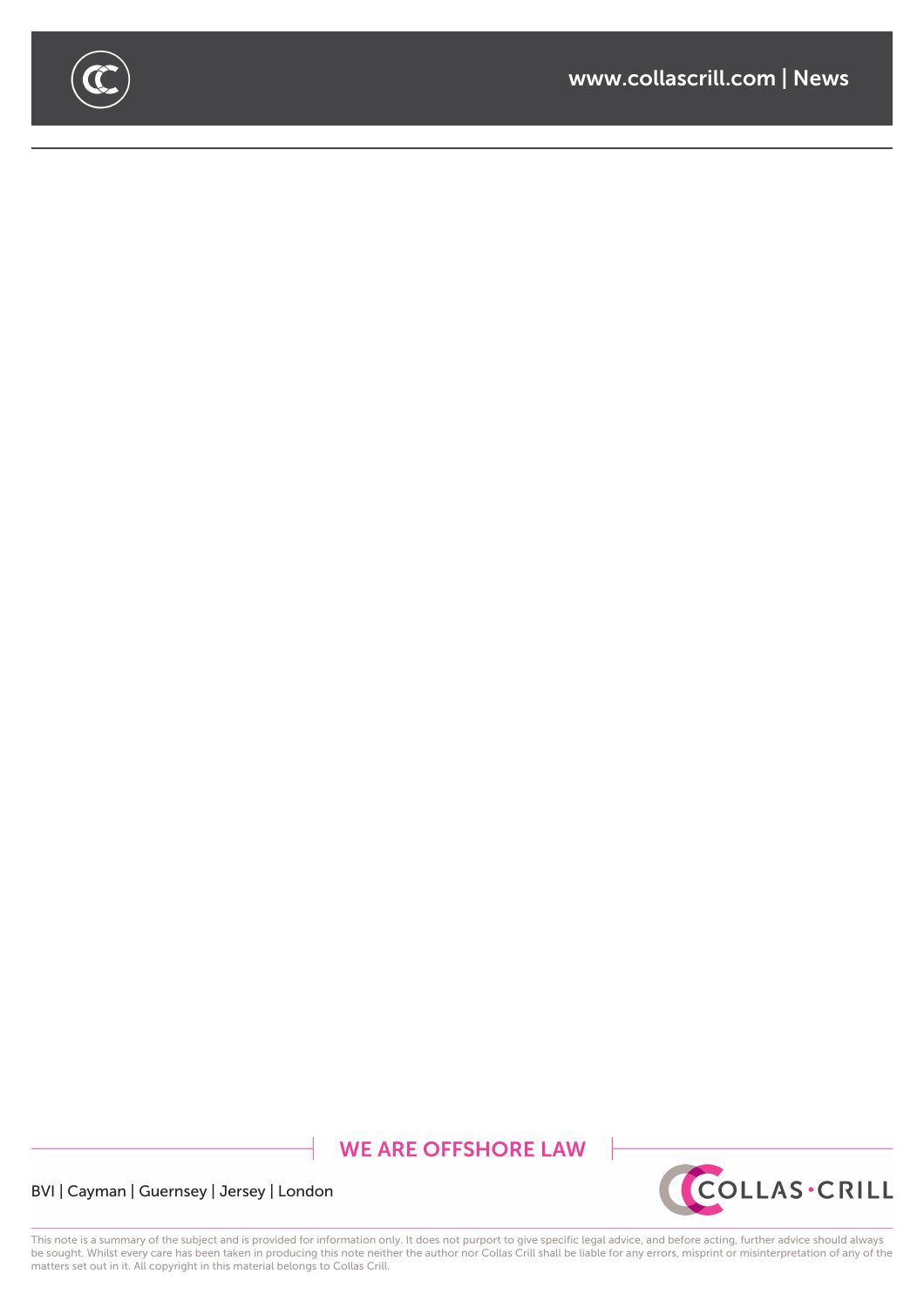WE ARE OFFSHORE LAW

BVI | Cayman | Guernsey | Jersey | London

This note is a summary of the subject and is provided for information only. It does not purport to give specific legal advice, and before acting, further advice should always be sought. Whilst every care has been taken in producing this note neither the author nor Collas Crill shall be liable for any errors, misprint or misinterpretation of any of the matters set out in it. All copyright in this material belongs to Collas Crill.